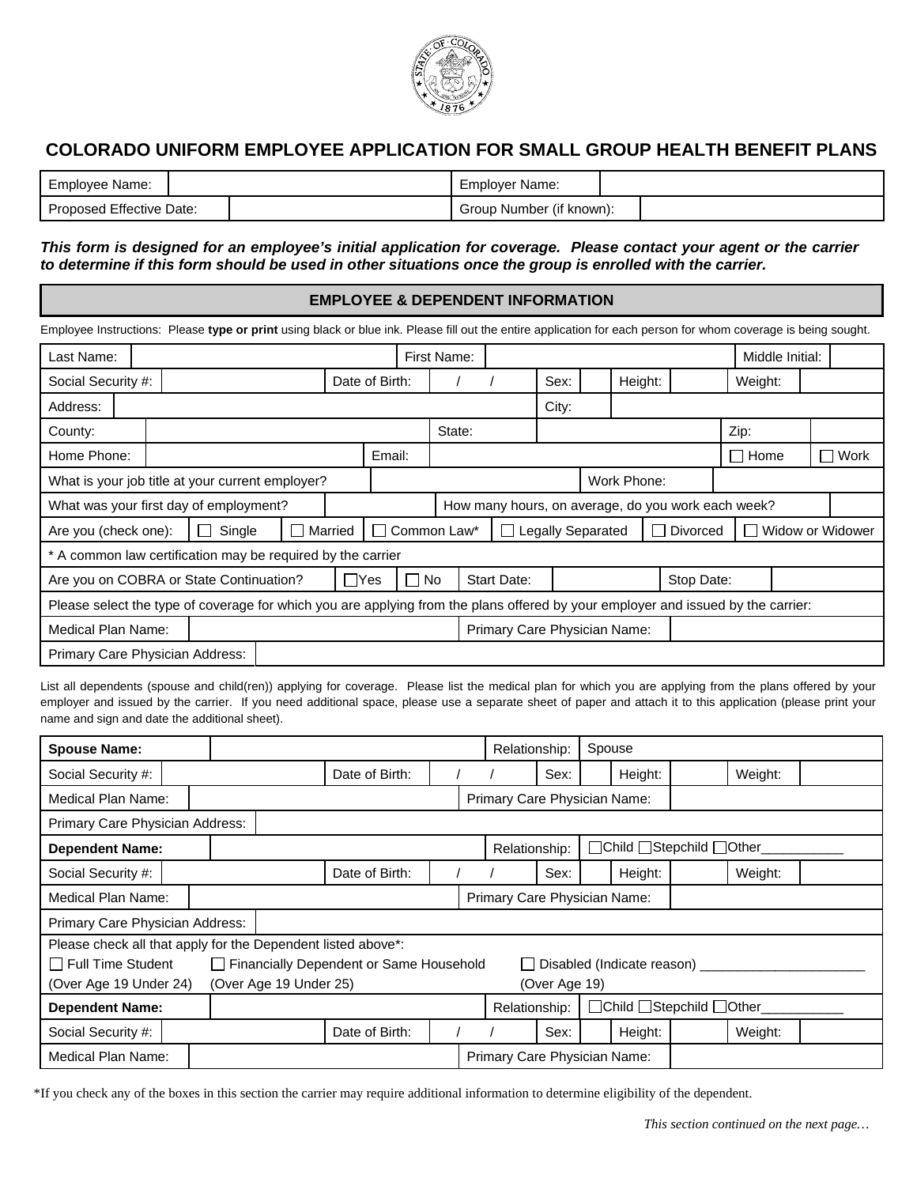# COLORADO UNIFORM EMPLOYEE APPLICATION FOR SMALL GROUP HEALTH BENEFIT PLANS

| Employee Name: | | Employer Name: | |
|---|---|---|---|
| Proposed Effective Date: | | Group Number (if known): | |

***This form is designed for an employee's initial application for coverage. Please contact your agent or the carrier to determine if this form should be used in other situations once the group is enrolled with the carrier.***

## EMPLOYEE & DEPENDENT INFORMATION

Employee Instructions: Please **type or print** using black or blue ink. Please fill out the entire application for each person for whom coverage is being sought.

| | | | | | | | | | | | |
|---|---|---|---|---|---|---|---|---|---|---|---|
| Last Name: | | First Name: | | Middle Initial: | | | | | | | |
| Social Security #: | | Date of Birth: | / / | Sex: | | Height: | | Weight: | | | |
| Address: | | City: | | | | | | | | | |
| County: | | State: | | Zip: | | | | | | | |
| Home Phone: | | Email: | | ☐ Home | ☐ Work | | | | | | |
| What is your job title at your current employer? | | Work Phone: | | | | | | | | | |
| What was your first day of employment? | | How many hours, on average, do you work each week? | | | | | | | | | |
| Are you (check one): | ☐ Single | ☐ Married | ☐ Common Law* | ☐ Legally Separated | ☐ Divorced | ☐ Widow or Widower | | | | | |
| * A common law certification may be required by the carrier | | | | | | | | | | | |
| Are you on COBRA or State Continuation? | ☐Yes | ☐ No | Start Date: | | Stop Date: | | | | | | |
| Please select the type of coverage for which you are applying from the plans offered by your employer and issued by the carrier: | | | | | | | | | | | |
| Medical Plan Name: | | Primary Care Physician Name: | | | | | | | | | |
| Primary Care Physician Address: | | | | | | | | | | | |

List all dependents (spouse and child(ren)) applying for coverage. Please list the medical plan for which you are applying from the plans offered by your employer and issued by the carrier. If you need additional space, please use a separate sheet of paper and attach it to this application (please print your name and sign and date the additional sheet).

| | | | | | | | | | |
|---|---|---|---|---|---|---|---|---|---|
| **Spouse Name:** | | Relationship: | Spouse | | | | | | |
| Social Security #: | | Date of Birth: | / / | Sex: | | Height: | | Weight: | |
| Medical Plan Name: | | Primary Care Physician Name: | | | | | | | |
| Primary Care Physician Address: | | | | | | | | | |
| **Dependent Name:** | | Relationship: | ☐Child ☐Stepchild ☐Other___________ | | | | | | |
| Social Security #: | | Date of Birth: | / / | Sex: | | Height: | | Weight: | |
| Medical Plan Name: | | Primary Care Physician Name: | | | | | | | |
| Primary Care Physician Address: | | | | | | | | | |
| Please check all that apply for the Dependent listed above*: ☐ Full Time Student (Over Age 19 Under 24) ☐ Financially Dependent or Same Household (Over Age 19 Under 25) ☐ Disabled (Indicate reason) ______________________ (Over Age 19) | | | | | | | | | |
| **Dependent Name:** | | Relationship: | ☐Child ☐Stepchild ☐Other___________ | | | | | | |
| Social Security #: | | Date of Birth: | / / | Sex: | | Height: | | Weight: | |
| Medical Plan Name: | | Primary Care Physician Name: | | | | | | | |

*If you check any of the boxes in this section the carrier may require additional information to determine eligibility of the dependent.

*This section continued on the next page…*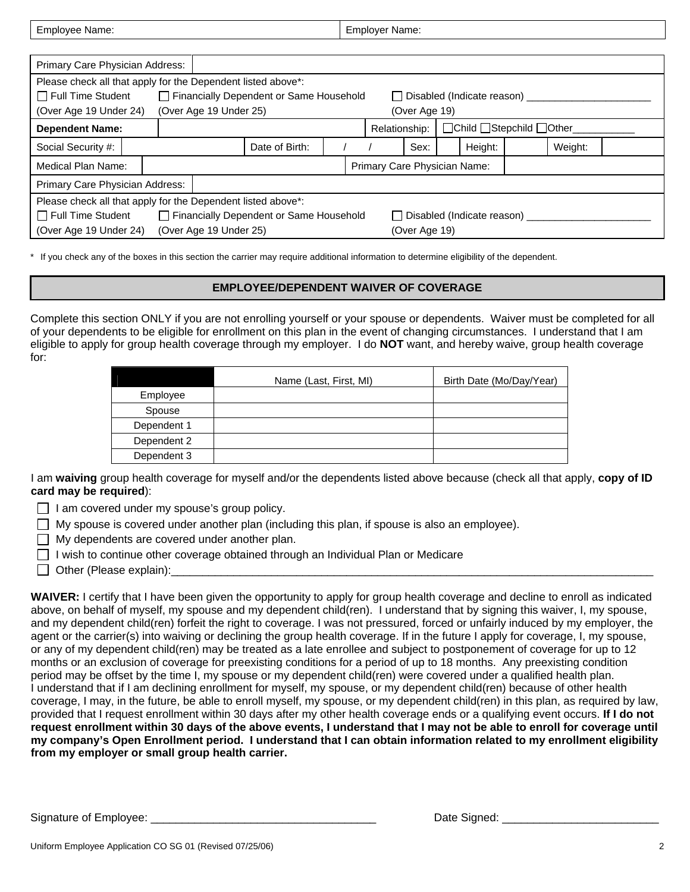| Employee Name: | Employer Name: |
|---|---|

| Primary Care Physician Address: | |
|---|---|

Please check all that apply for the Dependent listed above*:

☐ Full Time Student (Over Age 19 Under 24) ☐ Financially Dependent or Same Household (Over Age 19 Under 25) ☐ Disabled (Indicate reason) ______________________ (Over Age 19)

| **Dependent Name:** | | Relationship: | ☐Child ☐Stepchild ☐Other___________ | | | | |
|---|---|---|---|---|---|---|---|
| Social Security #: | | Date of Birth: | / / | Sex: | | Height: | | Weight: | |
| Medical Plan Name: | | Primary Care Physician Name: | | | | | |
| Primary Care Physician Address: | | | | | | | |

Please check all that apply for the Dependent listed above*:

☐ Full Time Student (Over Age 19 Under 24) ☐ Financially Dependent or Same Household (Over Age 19 Under 25) ☐ Disabled (Indicate reason) ______________________ (Over Age 19)

* If you check any of the boxes in this section the carrier may require additional information to determine eligibility of the dependent.

## EMPLOYEE/DEPENDENT WAIVER OF COVERAGE

Complete this section ONLY if you are not enrolling yourself or your spouse or dependents. Waiver must be completed for all of your dependents to be eligible for enrollment on this plan in the event of changing circumstances. I understand that I am eligible to apply for group health coverage through my employer. I do **NOT** want, and hereby waive, group health coverage for:

| | Name (Last, First, MI) | Birth Date (Mo/Day/Year) |
|---|---|---|
| Employee | | |
| Spouse | | |
| Dependent 1 | | |
| Dependent 2 | | |
| Dependent 3 | | |

I am **waiving** group health coverage for myself and/or the dependents listed above because (check all that apply, **copy of ID card may be required**):

☐ I am covered under my spouse's group policy.

☐ My spouse is covered under another plan (including this plan, if spouse is also an employee).

☐ My dependents are covered under another plan.

☐ I wish to continue other coverage obtained through an Individual Plan or Medicare

☐ Other (Please explain):_______________________________________________________________________________

**WAIVER:** I certify that I have been given the opportunity to apply for group health coverage and decline to enroll as indicated above, on behalf of myself, my spouse and my dependent child(ren). I understand that by signing this waiver, I, my spouse, and my dependent child(ren) forfeit the right to coverage. I was not pressured, forced or unfairly induced by my employer, the agent or the carrier(s) into waiving or declining the group health coverage. If in the future I apply for coverage, I, my spouse, or any of my dependent child(ren) may be treated as a late enrollee and subject to postponement of coverage for up to 12 months or an exclusion of coverage for preexisting conditions for a period of up to 18 months. Any preexisting condition period may be offset by the time I, my spouse or my dependent child(ren) were covered under a qualified health plan. I understand that if I am declining enrollment for myself, my spouse, or my dependent child(ren) because of other health coverage, I may, in the future, be able to enroll myself, my spouse, or my dependent child(ren) in this plan, as required by law, provided that I request enrollment within 30 days after my other health coverage ends or a qualifying event occurs. **If I do not request enrollment within 30 days of the above events, I understand that I may not be able to enroll for coverage until my company's Open Enrollment period. I understand that I can obtain information related to my enrollment eligibility from my employer or small group health carrier.**

Signature of Employee: ____________________________________ Date Signed: _________________________

Uniform Employee Application CO SG 01 (Revised 07/25/06)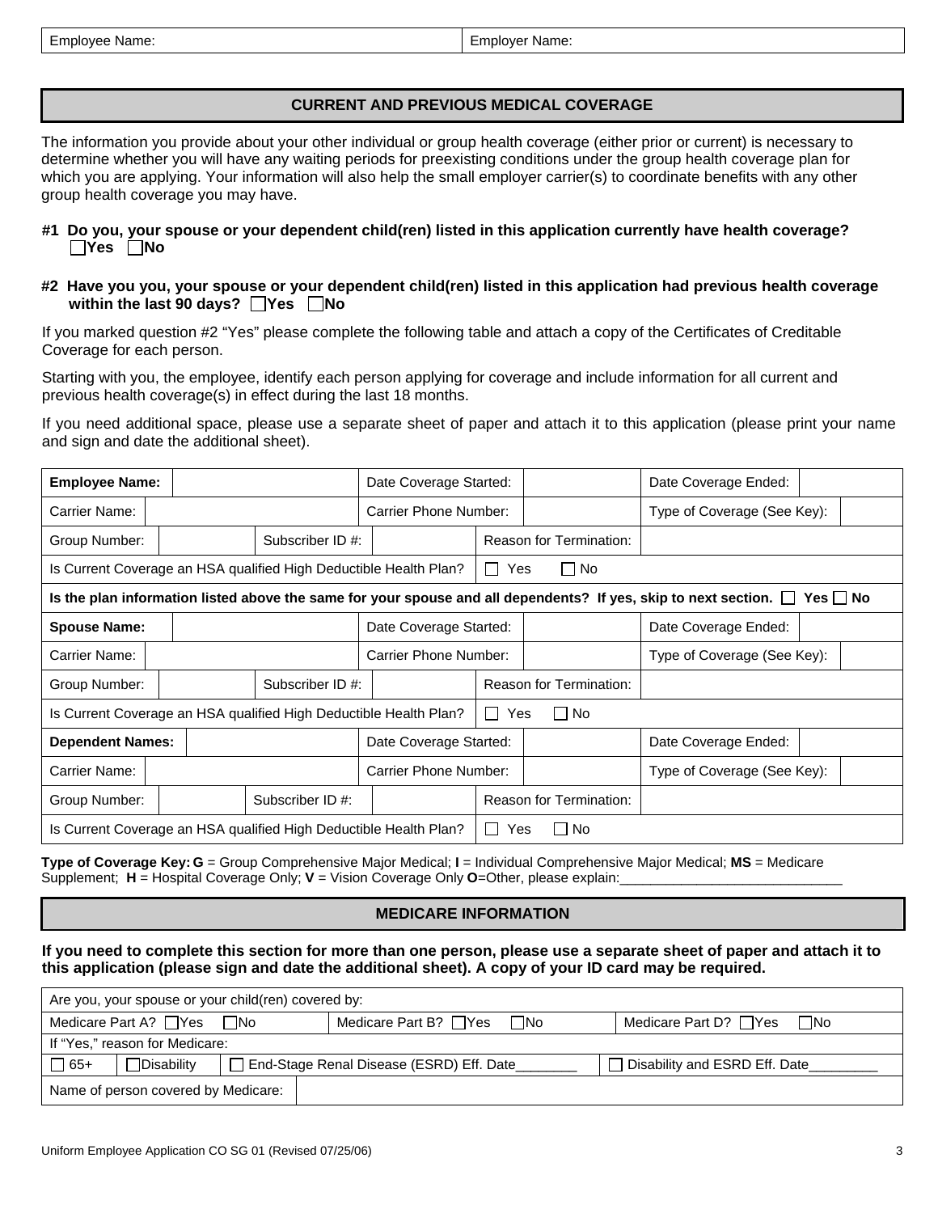| Employee Name: | Employer Name: |
|---|---|

## CURRENT AND PREVIOUS MEDICAL COVERAGE

The information you provide about your other individual or group health coverage (either prior or current) is necessary to determine whether you will have any waiting periods for preexisting conditions under the group health coverage plan for which you are applying. Your information will also help the small employer carrier(s) to coordinate benefits with any other group health coverage you may have.

**#1 Do you, your spouse or your dependent child(ren) listed in this application currently have health coverage?**
**☐Yes ☐No**

**#2 Have you you, your spouse or your dependent child(ren) listed in this application had previous health coverage within the last 90 days? ☐Yes ☐No**

If you marked question #2 "Yes" please complete the following table and attach a copy of the Certificates of Creditable Coverage for each person.

Starting with you, the employee, identify each person applying for coverage and include information for all current and previous health coverage(s) in effect during the last 18 months.

If you need additional space, please use a separate sheet of paper and attach it to this application (please print your name and sign and date the additional sheet).

| | | | |
|---|---|---|---|
| **Employee Name:** | Date Coverage Started: | Date Coverage Ended: | |
| Carrier Name: | Carrier Phone Number: | Type of Coverage (See Key): | |
| Group Number: | Subscriber ID #: | Reason for Termination: | |
| Is Current Coverage an HSA qualified High Deductible Health Plan? | ☐ Yes ☐ No | | |
| **Is the plan information listed above the same for your spouse and all dependents? If yes, skip to next section. ☐ Yes ☐ No** | | | |
| **Spouse Name:** | Date Coverage Started: | Date Coverage Ended: | |
| Carrier Name: | Carrier Phone Number: | Type of Coverage (See Key): | |
| Group Number: | Subscriber ID #: | Reason for Termination: | |
| Is Current Coverage an HSA qualified High Deductible Health Plan? | ☐ Yes ☐ No | | |
| **Dependent Names:** | Date Coverage Started: | Date Coverage Ended: | |
| Carrier Name: | Carrier Phone Number: | Type of Coverage (See Key): | |
| Group Number: | Subscriber ID #: | Reason for Termination: | |
| Is Current Coverage an HSA qualified High Deductible Health Plan? | ☐ Yes ☐ No | | |

**Type of Coverage Key: G** = Group Comprehensive Major Medical; **I** = Individual Comprehensive Major Medical; **MS** = Medicare Supplement; **H** = Hospital Coverage Only; **V** = Vision Coverage Only **O**=Other, please explain:_____________________________

## MEDICARE INFORMATION

**If you need to complete this section for more than one person, please use a separate sheet of paper and attach it to this application (please sign and date the additional sheet). A copy of your ID card may be required.**

| | | | |
|---|---|---|---|
| Are you, your spouse or your child(ren) covered by: | | | |
| Medicare Part A? ☐Yes ☐No | | Medicare Part B? ☐Yes ☐No | Medicare Part D? ☐Yes ☐No |
| If "Yes," reason for Medicare: | | | |
| ☐ 65+ | ☐Disability | ☐ End-Stage Renal Disease (ESRD) Eff. Date________ | ☐ Disability and ESRD Eff. Date_________ |
| Name of person covered by Medicare: | | | |

Uniform Employee Application CO SG 01 (Revised 07/25/06)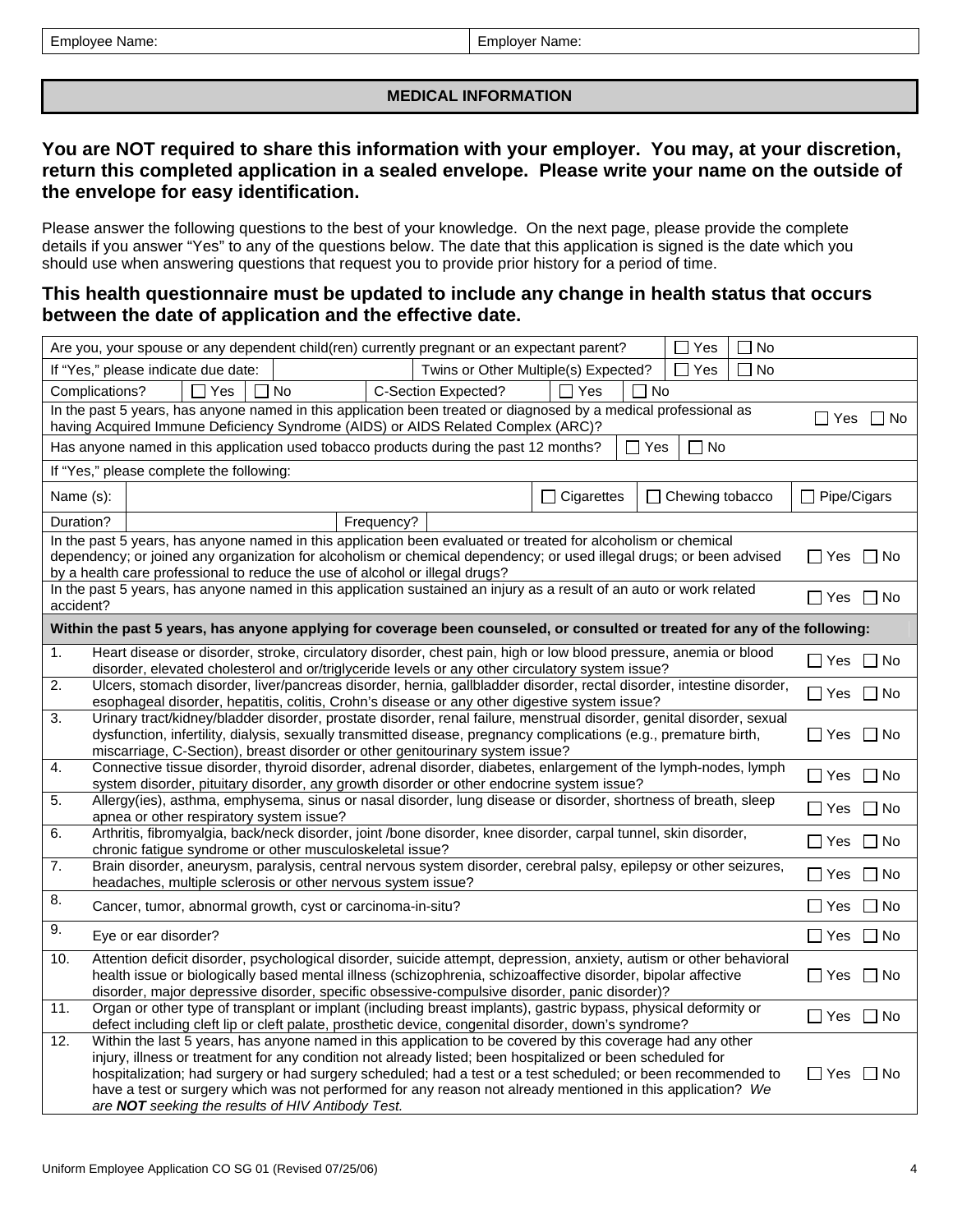| Employee Name: | Employer Name: |
|---|---|

## MEDICAL INFORMATION

**You are NOT required to share this information with your employer. You may, at your discretion, return this completed application in a sealed envelope. Please write your name on the outside of the envelope for easy identification.**

Please answer the following questions to the best of your knowledge. On the next page, please provide the complete details if you answer "Yes" to any of the questions below. The date that this application is signed is the date which you should use when answering questions that request you to provide prior history for a period of time.

**This health questionnaire must be updated to include any change in health status that occurs between the date of application and the effective date.**

| | | | | | |
|---|---|---|---|---|---|
| Are you, your spouse or any dependent child(ren) currently pregnant or an expectant parent? | | | ☐ Yes | ☐ No | |
| If "Yes," please indicate due date: | | Twins or Other Multiple(s) Expected? | ☐ Yes | ☐ No | |
| Complications? ☐ Yes ☐ No | | C-Section Expected? | ☐ Yes | ☐ No | |
| In the past 5 years, has anyone named in this application been treated or diagnosed by a medical professional as having Acquired Immune Deficiency Syndrome (AIDS) or AIDS Related Complex (ARC)? | | | | | ☐ Yes ☐ No |
| Has anyone named in this application used tobacco products during the past 12 months? | | | ☐ Yes | ☐ No | |
| If "Yes," please complete the following: | | | | | |
| Name (s): | | ☐ Cigarettes | ☐ Chewing tobacco | | ☐ Pipe/Cigars |
| Duration? | | Frequency? | | | |
| In the past 5 years, has anyone named in this application been evaluated or treated for alcoholism or chemical dependency; or joined any organization for alcoholism or chemical dependency; or used illegal drugs; or been advised by a health care professional to reduce the use of alcohol or illegal drugs? | | | | | ☐ Yes ☐ No |
| In the past 5 years, has anyone named in this application sustained an injury as a result of an auto or work related accident? | | | | | ☐ Yes ☐ No |

**Within the past 5 years, has anyone applying for coverage been counseled, or consulted or treated for any of the following:**

| | | |
|---|---|---|
| 1. | Heart disease or disorder, stroke, circulatory disorder, chest pain, high or low blood pressure, anemia or blood disorder, elevated cholesterol and or/triglyceride levels or any other circulatory system issue? | ☐ Yes ☐ No |
| 2. | Ulcers, stomach disorder, liver/pancreas disorder, hernia, gallbladder disorder, rectal disorder, intestine disorder, esophageal disorder, hepatitis, colitis, Crohn's disease or any other digestive system issue? | ☐ Yes ☐ No |
| 3. | Urinary tract/kidney/bladder disorder, prostate disorder, renal failure, menstrual disorder, genital disorder, sexual dysfunction, infertility, dialysis, sexually transmitted disease, pregnancy complications (e.g., premature birth, miscarriage, C-Section), breast disorder or other genitourinary system issue? | ☐ Yes ☐ No |
| 4. | Connective tissue disorder, thyroid disorder, adrenal disorder, diabetes, enlargement of the lymph-nodes, lymph system disorder, pituitary disorder, any growth disorder or other endocrine system issue? | ☐ Yes ☐ No |
| 5. | Allergy(ies), asthma, emphysema, sinus or nasal disorder, lung disease or disorder, shortness of breath, sleep apnea or other respiratory system issue? | ☐ Yes ☐ No |
| 6. | Arthritis, fibromyalgia, back/neck disorder, joint /bone disorder, knee disorder, carpal tunnel, skin disorder, chronic fatigue syndrome or other musculoskeletal issue? | ☐ Yes ☐ No |
| 7. | Brain disorder, aneurysm, paralysis, central nervous system disorder, cerebral palsy, epilepsy or other seizures, headaches, multiple sclerosis or other nervous system issue? | ☐ Yes ☐ No |
| 8. | Cancer, tumor, abnormal growth, cyst or carcinoma-in-situ? | ☐ Yes ☐ No |
| 9. | Eye or ear disorder? | ☐ Yes ☐ No |
| 10. | Attention deficit disorder, psychological disorder, suicide attempt, depression, anxiety, autism or other behavioral health issue or biologically based mental illness (schizophrenia, schizoaffective disorder, bipolar affective disorder, major depressive disorder, specific obsessive-compulsive disorder, panic disorder)? | ☐ Yes ☐ No |
| 11. | Organ or other type of transplant or implant (including breast implants), gastric bypass, physical deformity or defect including cleft lip or cleft palate, prosthetic device, congenital disorder, down's syndrome? | ☐ Yes ☐ No |
| 12. | Within the last 5 years, has anyone named in this application to be covered by this coverage had any other injury, illness or treatment for any condition not already listed; been hospitalized or been scheduled for hospitalization; had surgery or had surgery scheduled; had a test or a test scheduled; or been recommended to have a test or surgery which was not performed for any reason not already mentioned in this application? *We are **NOT** seeking the results of HIV Antibody Test.* | ☐ Yes ☐ No |

Uniform Employee Application CO SG 01 (Revised 07/25/06)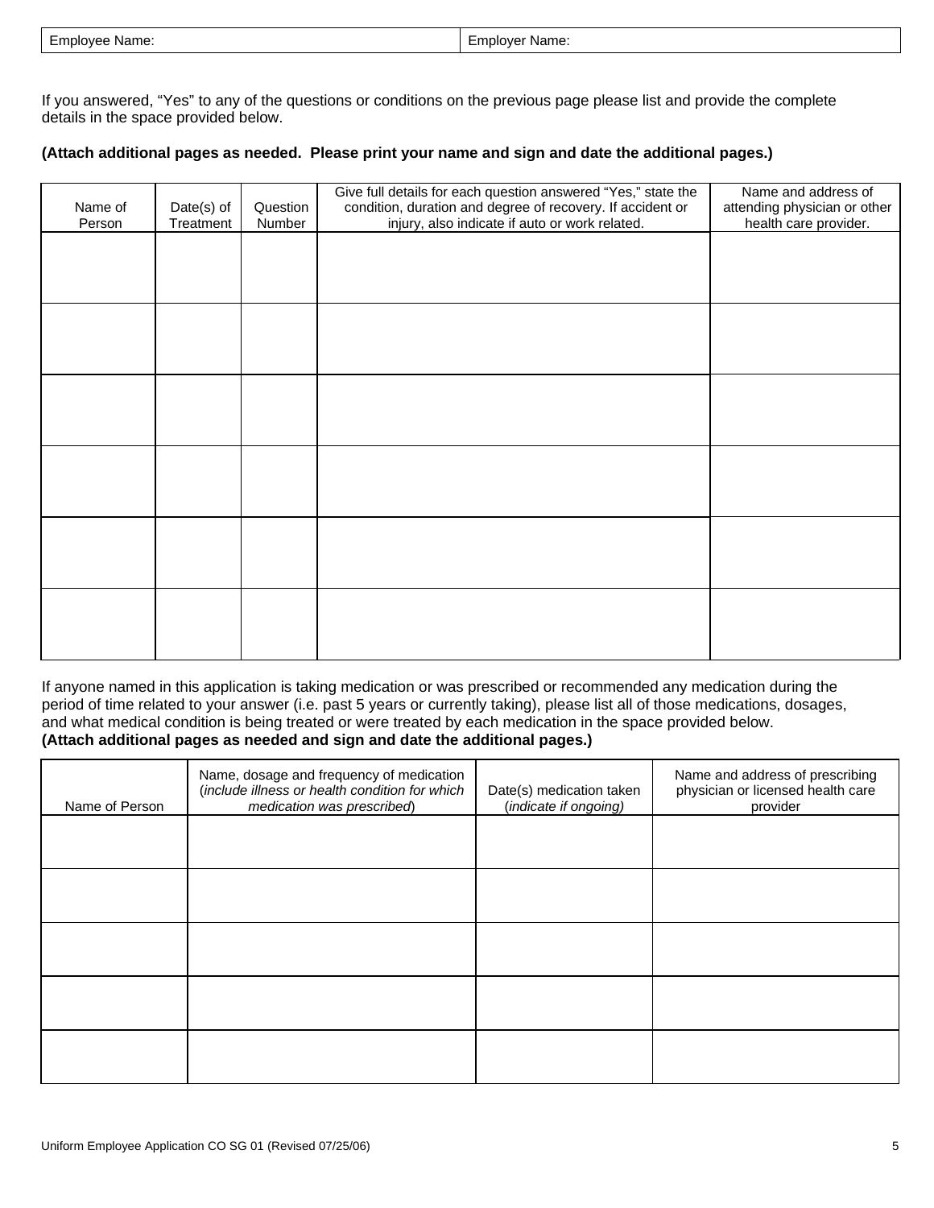| Employee Name: | Employer Name: |
|---|---|

If you answered, "Yes" to any of the questions or conditions on the previous page please list and provide the complete details in the space provided below.

**(Attach additional pages as needed. Please print your name and sign and date the additional pages.)**

| Name of Person | Date(s) of Treatment | Question Number | Give full details for each question answered "Yes," state the condition, duration and degree of recovery. If accident or injury, also indicate if auto or work related. | Name and address of attending physician or other health care provider. |
|---|---|---|---|---|
| | | | | |
| | | | | |
| | | | | |
| | | | | |
| | | | | |
| | | | | |

If anyone named in this application is taking medication or was prescribed or recommended any medication during the period of time related to your answer (i.e. past 5 years or currently taking), please list all of those medications, dosages, and what medical condition is being treated or were treated by each medication in the space provided below.
**(Attach additional pages as needed and sign and date the additional pages.)**

| Name of Person | Name, dosage and frequency of medication (*include illness or health condition for which medication was prescribed*) | Date(s) medication taken (*indicate if ongoing)* | Name and address of prescribing physician or licensed health care provider |
|---|---|---|---|
| | | | |
| | | | |
| | | | |
| | | | |
| | | | |

Uniform Employee Application CO SG 01 (Revised 07/25/06)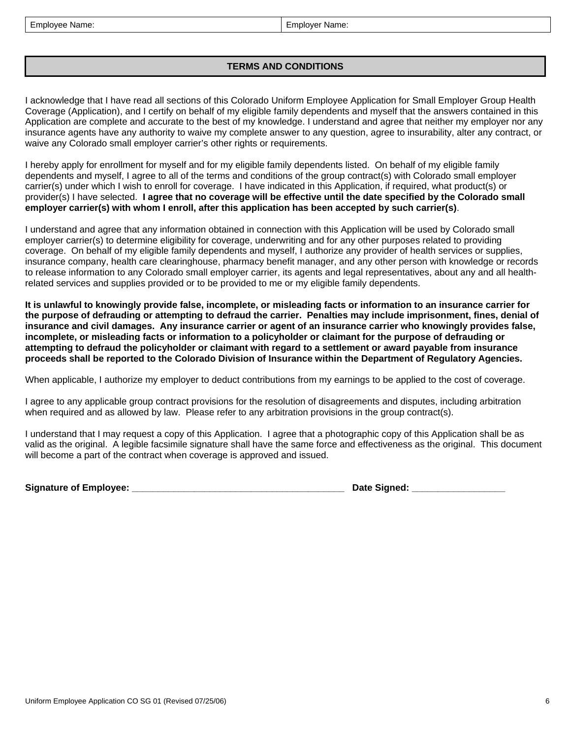| Employee Name: | Employer Name: |
| --- | --- |

## TERMS AND CONDITIONS

I acknowledge that I have read all sections of this Colorado Uniform Employee Application for Small Employer Group Health Coverage (Application), and I certify on behalf of my eligible family dependents and myself that the answers contained in this Application are complete and accurate to the best of my knowledge. I understand and agree that neither my employer nor any insurance agents have any authority to waive my complete answer to any question, agree to insurability, alter any contract, or waive any Colorado small employer carrier's other rights or requirements.

I hereby apply for enrollment for myself and for my eligible family dependents listed. On behalf of my eligible family dependents and myself, I agree to all of the terms and conditions of the group contract(s) with Colorado small employer carrier(s) under which I wish to enroll for coverage. I have indicated in this Application, if required, what product(s) or provider(s) I have selected. **I agree that no coverage will be effective until the date specified by the Colorado small employer carrier(s) with whom I enroll, after this application has been accepted by such carrier(s)**.

I understand and agree that any information obtained in connection with this Application will be used by Colorado small employer carrier(s) to determine eligibility for coverage, underwriting and for any other purposes related to providing coverage. On behalf of my eligible family dependents and myself, I authorize any provider of health services or supplies, insurance company, health care clearinghouse, pharmacy benefit manager, and any other person with knowledge or records to release information to any Colorado small employer carrier, its agents and legal representatives, about any and all health-related services and supplies provided or to be provided to me or my eligible family dependents.

**It is unlawful to knowingly provide false, incomplete, or misleading facts or information to an insurance carrier for the purpose of defrauding or attempting to defraud the carrier. Penalties may include imprisonment, fines, denial of insurance and civil damages. Any insurance carrier or agent of an insurance carrier who knowingly provides false, incomplete, or misleading facts or information to a policyholder or claimant for the purpose of defrauding or attempting to defraud the policyholder or claimant with regard to a settlement or award payable from insurance proceeds shall be reported to the Colorado Division of Insurance within the Department of Regulatory Agencies.**

When applicable, I authorize my employer to deduct contributions from my earnings to be applied to the cost of coverage.

I agree to any applicable group contract provisions for the resolution of disagreements and disputes, including arbitration when required and as allowed by law. Please refer to any arbitration provisions in the group contract(s).

I understand that I may request a copy of this Application. I agree that a photographic copy of this Application shall be as valid as the original. A legible facsimile signature shall have the same force and effectiveness as the original. This document will become a part of the contract when coverage is approved and issued.

**Signature of Employee:** ________________________________________ **Date Signed:** _________________

Uniform Employee Application CO SG 01 (Revised 07/25/06)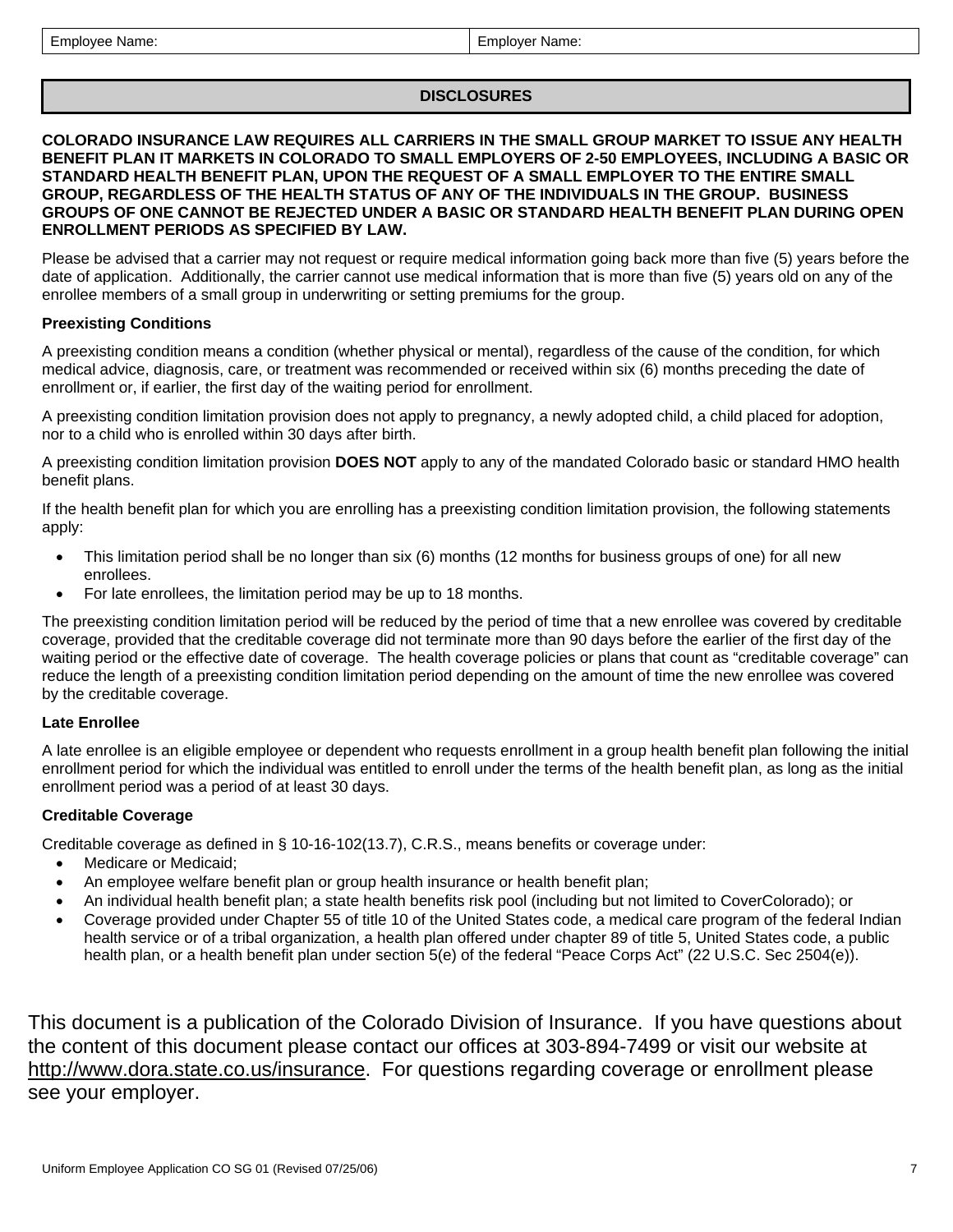| Employee Name: | Employer Name: |
|---|---|

## DISCLOSURES

**COLORADO INSURANCE LAW REQUIRES ALL CARRIERS IN THE SMALL GROUP MARKET TO ISSUE ANY HEALTH BENEFIT PLAN IT MARKETS IN COLORADO TO SMALL EMPLOYERS OF 2-50 EMPLOYEES, INCLUDING A BASIC OR STANDARD HEALTH BENEFIT PLAN, UPON THE REQUEST OF A SMALL EMPLOYER TO THE ENTIRE SMALL GROUP, REGARDLESS OF THE HEALTH STATUS OF ANY OF THE INDIVIDUALS IN THE GROUP. BUSINESS GROUPS OF ONE CANNOT BE REJECTED UNDER A BASIC OR STANDARD HEALTH BENEFIT PLAN DURING OPEN ENROLLMENT PERIODS AS SPECIFIED BY LAW.**

Please be advised that a carrier may not request or require medical information going back more than five (5) years before the date of application. Additionally, the carrier cannot use medical information that is more than five (5) years old on any of the enrollee members of a small group in underwriting or setting premiums for the group.

### Preexisting Conditions

A preexisting condition means a condition (whether physical or mental), regardless of the cause of the condition, for which medical advice, diagnosis, care, or treatment was recommended or received within six (6) months preceding the date of enrollment or, if earlier, the first day of the waiting period for enrollment.

A preexisting condition limitation provision does not apply to pregnancy, a newly adopted child, a child placed for adoption, nor to a child who is enrolled within 30 days after birth.

A preexisting condition limitation provision **DOES NOT** apply to any of the mandated Colorado basic or standard HMO health benefit plans.

If the health benefit plan for which you are enrolling has a preexisting condition limitation provision, the following statements apply:

- This limitation period shall be no longer than six (6) months (12 months for business groups of one) for all new enrollees.
- For late enrollees, the limitation period may be up to 18 months.

The preexisting condition limitation period will be reduced by the period of time that a new enrollee was covered by creditable coverage, provided that the creditable coverage did not terminate more than 90 days before the earlier of the first day of the waiting period or the effective date of coverage. The health coverage policies or plans that count as "creditable coverage" can reduce the length of a preexisting condition limitation period depending on the amount of time the new enrollee was covered by the creditable coverage.

### Late Enrollee

A late enrollee is an eligible employee or dependent who requests enrollment in a group health benefit plan following the initial enrollment period for which the individual was entitled to enroll under the terms of the health benefit plan, as long as the initial enrollment period was a period of at least 30 days.

### Creditable Coverage

Creditable coverage as defined in § 10-16-102(13.7), C.R.S., means benefits or coverage under:

- Medicare or Medicaid;
- An employee welfare benefit plan or group health insurance or health benefit plan;
- An individual health benefit plan; a state health benefits risk pool (including but not limited to CoverColorado); or
- Coverage provided under Chapter 55 of title 10 of the United States code, a medical care program of the federal Indian health service or of a tribal organization, a health plan offered under chapter 89 of title 5, United States code, a public health plan, or a health benefit plan under section 5(e) of the federal "Peace Corps Act" (22 U.S.C. Sec 2504(e)).

This document is a publication of the Colorado Division of Insurance. If you have questions about the content of this document please contact our offices at 303-894-7499 or visit our website at http://www.dora.state.co.us/insurance. For questions regarding coverage or enrollment please see your employer.

Uniform Employee Application CO SG 01 (Revised 07/25/06)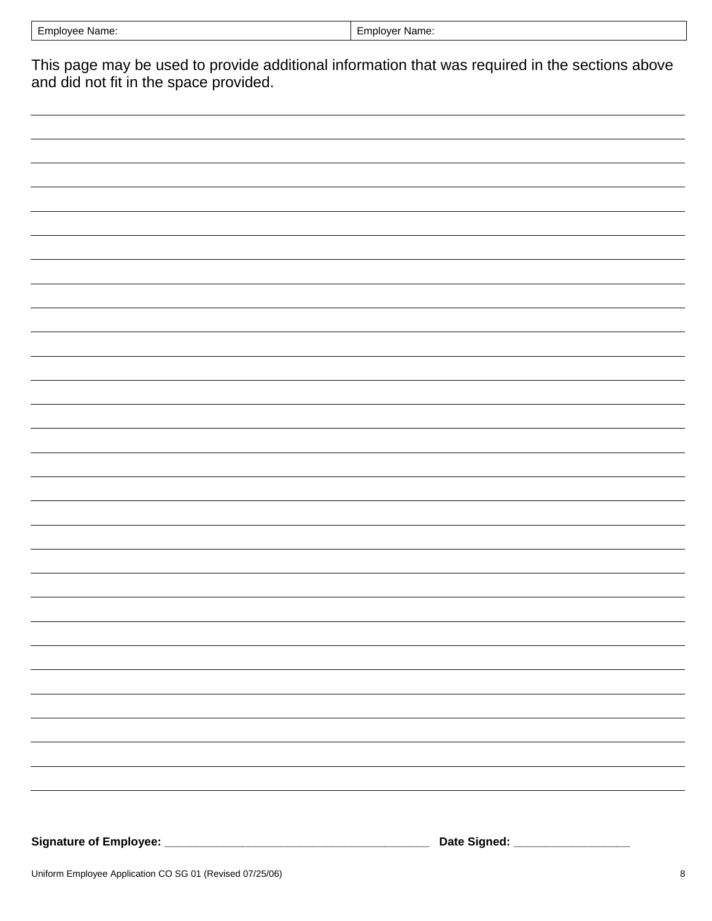| Employee Name: | Employer Name: |
| --- | --- |

This page may be used to provide additional information that was required in the sections above and did not fit in the space provided.

**Signature of Employee:** ________________________________________ **Date Signed:** _________________

Uniform Employee Application CO SG 01 (Revised 07/25/06)